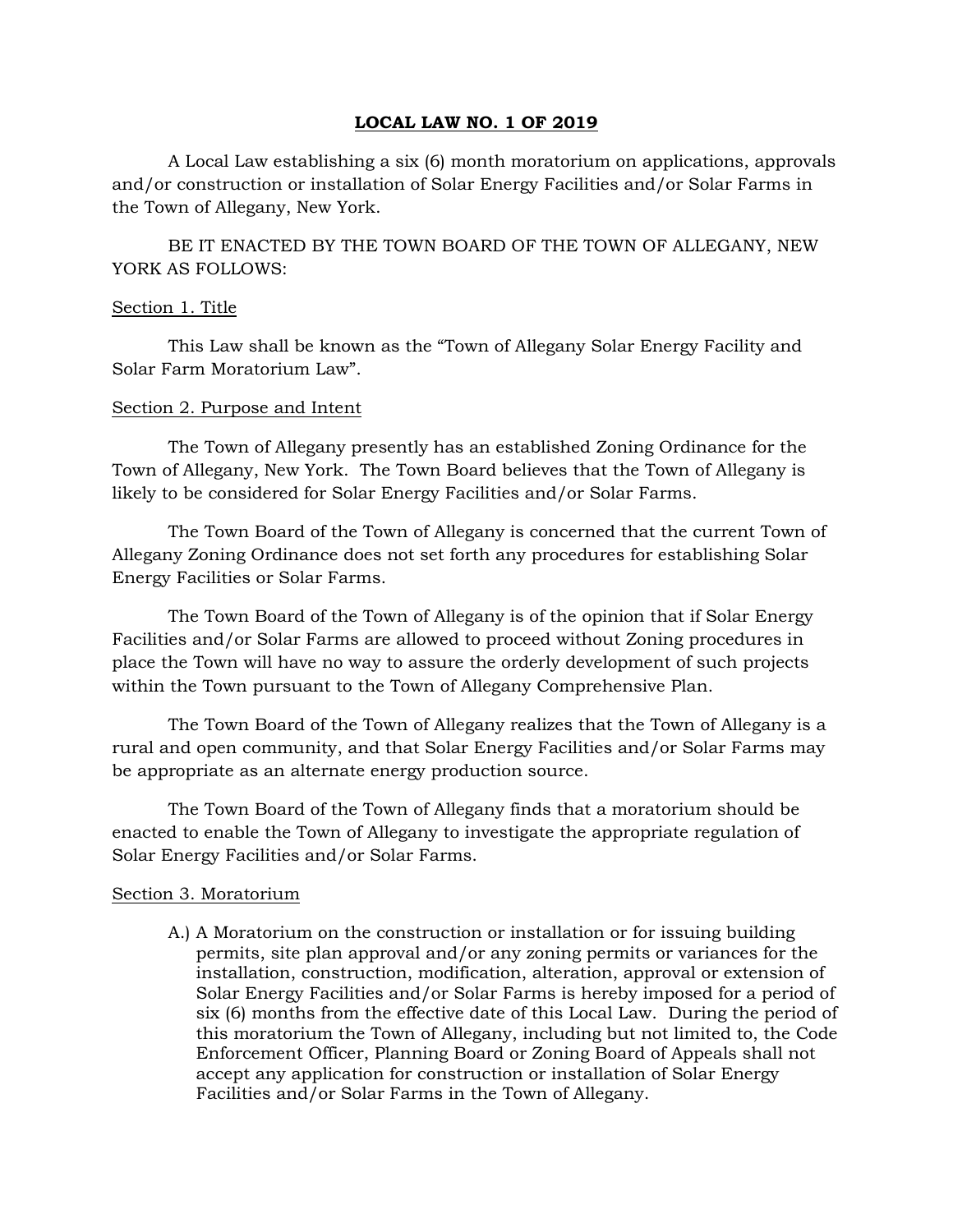# LOCAL LAW NO. 1 OF 2019

A Local Law establishing a six (6) month moratorium on applications, approvals and/or construction or installation of Solar Energy Facilities and/or Solar Farms in the Town of Allegany, New York.

BE IT ENACTED BY THE TOWN BOARD OF THE TOWN OF ALLEGANY, NEW YORK AS FOLLOWS:

## Section 1. Title

This Law shall be known as the "Town of Allegany Solar Energy Facility and Solar Farm Moratorium Law".

## Section 2. Purpose and Intent

The Town of Allegany presently has an established Zoning Ordinance for the Town of Allegany, New York. The Town Board believes that the Town of Allegany is likely to be considered for Solar Energy Facilities and/or Solar Farms.

The Town Board of the Town of Allegany is concerned that the current Town of Allegany Zoning Ordinance does not set forth any procedures for establishing Solar Energy Facilities or Solar Farms.

The Town Board of the Town of Allegany is of the opinion that if Solar Energy Facilities and/or Solar Farms are allowed to proceed without Zoning procedures in place the Town will have no way to assure the orderly development of such projects within the Town pursuant to the Town of Allegany Comprehensive Plan.

The Town Board of the Town of Allegany realizes that the Town of Allegany is a rural and open community, and that Solar Energy Facilities and/or Solar Farms may be appropriate as an alternate energy production source.

The Town Board of the Town of Allegany finds that a moratorium should be enacted to enable the Town of Allegany to investigate the appropriate regulation of Solar Energy Facilities and/or Solar Farms.

## Section 3. Moratorium

A.) A Moratorium on the construction or installation or for issuing building permits, site plan approval and/or any zoning permits or variances for the installation, construction, modification, alteration, approval or extension of Solar Energy Facilities and/or Solar Farms is hereby imposed for a period of six (6) months from the effective date of this Local Law. During the period of this moratorium the Town of Allegany, including but not limited to, the Code Enforcement Officer, Planning Board or Zoning Board of Appeals shall not accept any application for construction or installation of Solar Energy Facilities and/or Solar Farms in the Town of Allegany.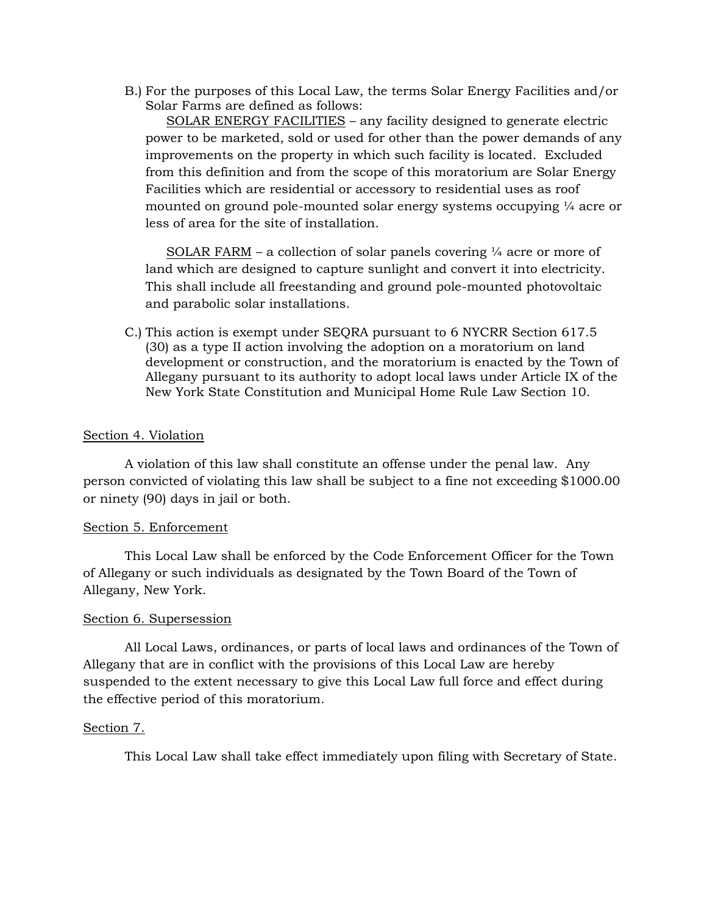B.) For the purposes of this Local Law, the terms Solar Energy Facilities and/or Solar Farms are defined as follows:

<u>SOLAR ENERGY FACILITIES</u> – any facility designed to generate electric power to be marketed, sold or used for other than the power demands of any improvements on the property in which such facility is located. Excluded from this definition and from the scope of this moratorium are Solar Energy Facilities which are residential or accessory to residential uses as roof mounted on ground pole-mounted solar energy systems occupying ¼ acre or less of area for the site of installation.

<u>SOLAR FARM</u> – a collection of solar panels covering ¼ acre or more of land which are designed to capture sunlight and convert it into electricity. This shall include all freestanding and ground pole-mounted photovoltaic and parabolic solar installations.

C.) This action is exempt under SEQRA pursuant to 6 NYCRR Section 617.5 (30) as a type II action involving the adoption on a moratorium on land development or construction, and the moratorium is enacted by the Town of Allegany pursuant to its authority to adopt local laws under Article IX of the New York State Constitution and Municipal Home Rule Law Section 10.

<u>Section 4. Violation</u>

A violation of this law shall constitute an offense under the penal law. Any person convicted of violating this law shall be subject to a fine not exceeding $1000.00 or ninety (90) days in jail or both.

<u>Section 5. Enforcement</u>

This Local Law shall be enforced by the Code Enforcement Officer for the Town of Allegany or such individuals as designated by the Town Board of the Town of Allegany, New York.

<u>Section 6. Supersession</u>

All Local Laws, ordinances, or parts of local laws and ordinances of the Town of Allegany that are in conflict with the provisions of this Local Law are hereby suspended to the extent necessary to give this Local Law full force and effect during the effective period of this moratorium.

<u>Section 7.</u>

This Local Law shall take effect immediately upon filing with Secretary of State.